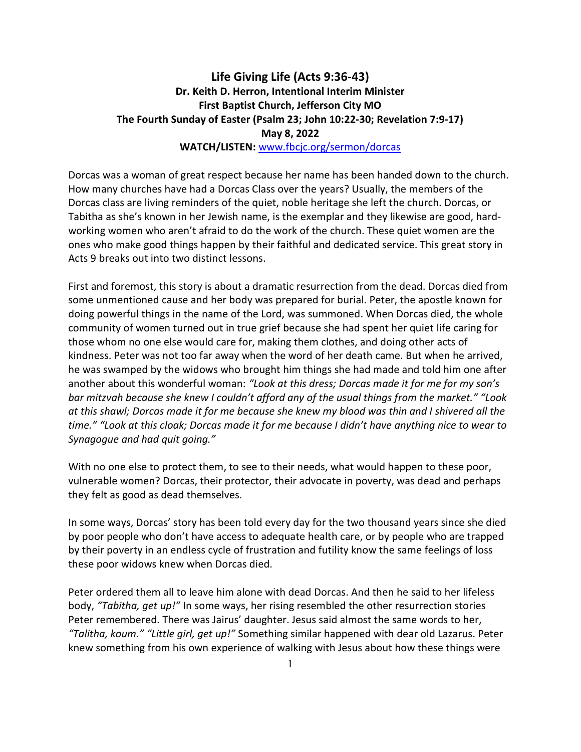# Life Giving Life (Acts 9:36-43)

**Dr. Keith D. Herron, Intentional Interim Minister**
**First Baptist Church, Jefferson City MO**
**The Fourth Sunday of Easter (Psalm 23; John 10:22-30; Revelation 7:9-17)**
**May 8, 2022**
**WATCH/LISTEN:** www.fbcjc.org/sermon/dorcas

Dorcas was a woman of great respect because her name has been handed down to the church. How many churches have had a Dorcas Class over the years? Usually, the members of the Dorcas class are living reminders of the quiet, noble heritage she left the church. Dorcas, or Tabitha as she's known in her Jewish name, is the exemplar and they likewise are good, hard-working women who aren't afraid to do the work of the church. These quiet women are the ones who make good things happen by their faithful and dedicated service. This great story in Acts 9 breaks out into two distinct lessons.

First and foremost, this story is about a dramatic resurrection from the dead. Dorcas died from some unmentioned cause and her body was prepared for burial. Peter, the apostle known for doing powerful things in the name of the Lord, was summoned. When Dorcas died, the whole community of women turned out in true grief because she had spent her quiet life caring for those whom no one else would care for, making them clothes, and doing other acts of kindness. Peter was not too far away when the word of her death came. But when he arrived, he was swamped by the widows who brought him things she had made and told him one after another about this wonderful woman: *"Look at this dress; Dorcas made it for me for my son's bar mitzvah because she knew I couldn't afford any of the usual things from the market." "Look at this shawl; Dorcas made it for me because she knew my blood was thin and I shivered all the time." "Look at this cloak; Dorcas made it for me because I didn't have anything nice to wear to Synagogue and had quit going."*

With no one else to protect them, to see to their needs, what would happen to these poor, vulnerable women? Dorcas, their protector, their advocate in poverty, was dead and perhaps they felt as good as dead themselves.

In some ways, Dorcas' story has been told every day for the two thousand years since she died by poor people who don't have access to adequate health care, or by people who are trapped by their poverty in an endless cycle of frustration and futility know the same feelings of loss these poor widows knew when Dorcas died.

Peter ordered them all to leave him alone with dead Dorcas. And then he said to her lifeless body, *"Tabitha, get up!"* In some ways, her rising resembled the other resurrection stories Peter remembered. There was Jairus' daughter. Jesus said almost the same words to her, *"Talitha, koum." "Little girl, get up!"* Something similar happened with dear old Lazarus. Peter knew something from his own experience of walking with Jesus about how these things were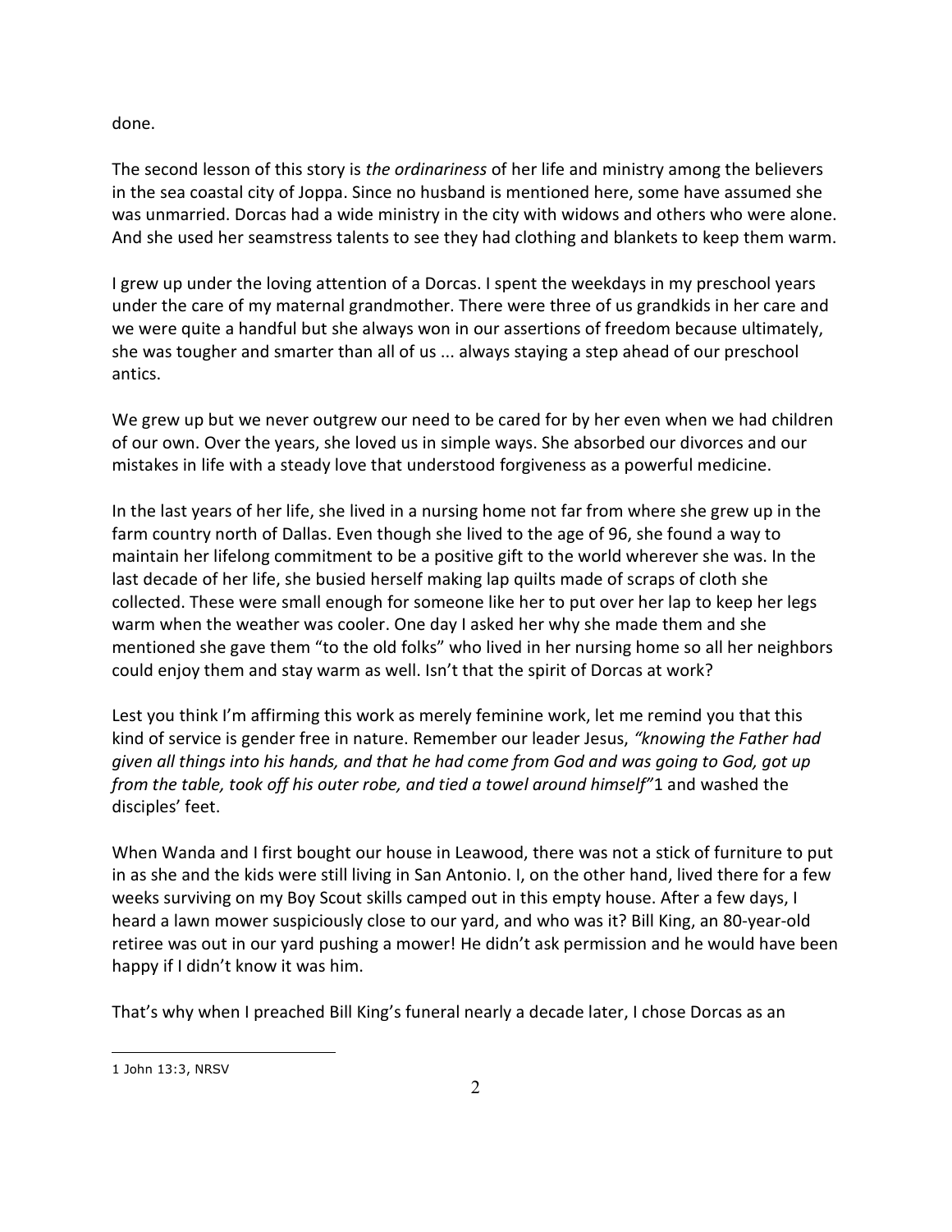done.

The second lesson of this story is *the ordinariness* of her life and ministry among the believers in the sea coastal city of Joppa. Since no husband is mentioned here, some have assumed she was unmarried. Dorcas had a wide ministry in the city with widows and others who were alone. And she used her seamstress talents to see they had clothing and blankets to keep them warm.

I grew up under the loving attention of a Dorcas. I spent the weekdays in my preschool years under the care of my maternal grandmother. There were three of us grandkids in her care and we were quite a handful but she always won in our assertions of freedom because ultimately, she was tougher and smarter than all of us ... always staying a step ahead of our preschool antics.

We grew up but we never outgrew our need to be cared for by her even when we had children of our own. Over the years, she loved us in simple ways. She absorbed our divorces and our mistakes in life with a steady love that understood forgiveness as a powerful medicine.

In the last years of her life, she lived in a nursing home not far from where she grew up in the farm country north of Dallas. Even though she lived to the age of 96, she found a way to maintain her lifelong commitment to be a positive gift to the world wherever she was. In the last decade of her life, she busied herself making lap quilts made of scraps of cloth she collected. These were small enough for someone like her to put over her lap to keep her legs warm when the weather was cooler. One day I asked her why she made them and she mentioned she gave them "to the old folks" who lived in her nursing home so all her neighbors could enjoy them and stay warm as well. Isn't that the spirit of Dorcas at work?

Lest you think I'm affirming this work as merely feminine work, let me remind you that this kind of service is gender free in nature. Remember our leader Jesus, *"knowing the Father had given all things into his hands, and that he had come from God and was going to God, got up from the table, took off his outer robe, and tied a towel around himself"*[1] and washed the disciples' feet.

When Wanda and I first bought our house in Leawood, there was not a stick of furniture to put in as she and the kids were still living in San Antonio. I, on the other hand, lived there for a few weeks surviving on my Boy Scout skills camped out in this empty house. After a few days, I heard a lawn mower suspiciously close to our yard, and who was it? Bill King, an 80-year-old retiree was out in our yard pushing a mower! He didn't ask permission and he would have been happy if I didn't know it was him.

That's why when I preached Bill King's funeral nearly a decade later, I chose Dorcas as an

---

[1] John 13:3, NRSV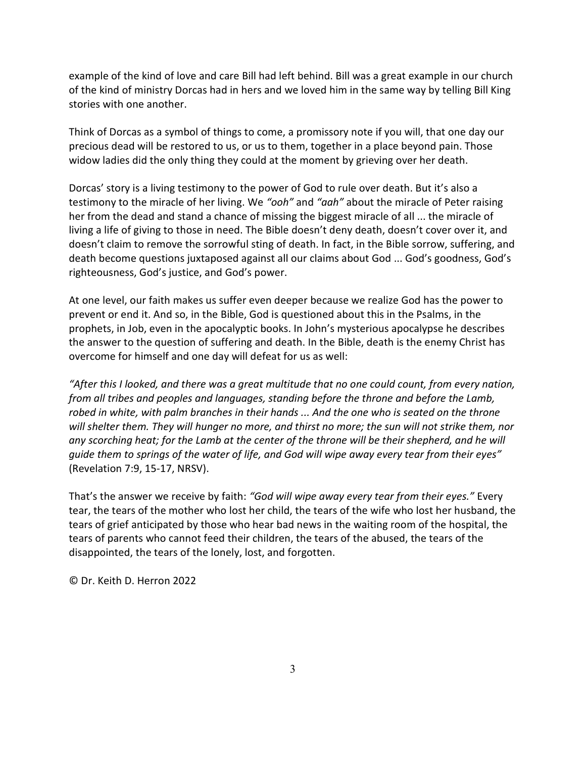example of the kind of love and care Bill had left behind. Bill was a great example in our church of the kind of ministry Dorcas had in hers and we loved him in the same way by telling Bill King stories with one another.

Think of Dorcas as a symbol of things to come, a promissory note if you will, that one day our precious dead will be restored to us, or us to them, together in a place beyond pain. Those widow ladies did the only thing they could at the moment by grieving over her death.

Dorcas' story is a living testimony to the power of God to rule over death. But it's also a testimony to the miracle of her living. We *"ooh"* and *"aah"* about the miracle of Peter raising her from the dead and stand a chance of missing the biggest miracle of all ... the miracle of living a life of giving to those in need. The Bible doesn't deny death, doesn't cover over it, and doesn't claim to remove the sorrowful sting of death. In fact, in the Bible sorrow, suffering, and death become questions juxtaposed against all our claims about God ... God's goodness, God's righteousness, God's justice, and God's power.

At one level, our faith makes us suffer even deeper because we realize God has the power to prevent or end it. And so, in the Bible, God is questioned about this in the Psalms, in the prophets, in Job, even in the apocalyptic books. In John's mysterious apocalypse he describes the answer to the question of suffering and death. In the Bible, death is the enemy Christ has overcome for himself and one day will defeat for us as well:

*"After this I looked, and there was a great multitude that no one could count, from every nation, from all tribes and peoples and languages, standing before the throne and before the Lamb, robed in white, with palm branches in their hands ... And the one who is seated on the throne will shelter them. They will hunger no more, and thirst no more; the sun will not strike them, nor any scorching heat; for the Lamb at the center of the throne will be their shepherd, and he will guide them to springs of the water of life, and God will wipe away every tear from their eyes"* (Revelation 7:9, 15-17, NRSV).

That's the answer we receive by faith: *"God will wipe away every tear from their eyes."* Every tear, the tears of the mother who lost her child, the tears of the wife who lost her husband, the tears of grief anticipated by those who hear bad news in the waiting room of the hospital, the tears of parents who cannot feed their children, the tears of the abused, the tears of the disappointed, the tears of the lonely, lost, and forgotten.

© Dr. Keith D. Herron 2022